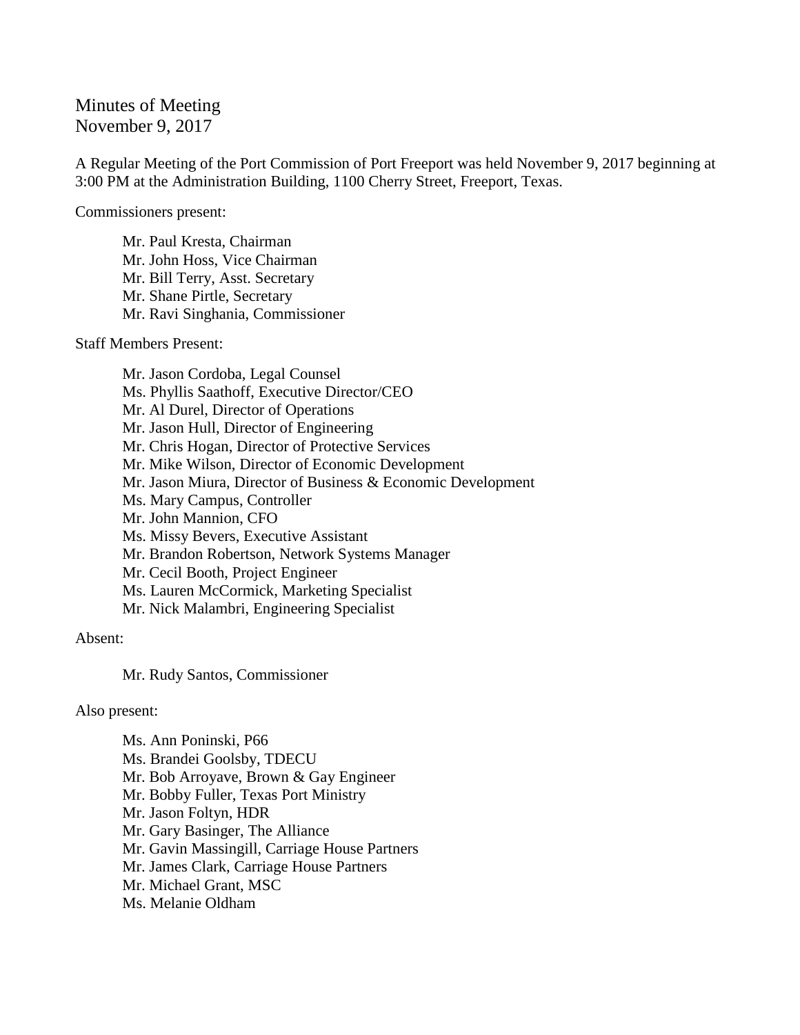# Minutes of Meeting
November 9, 2017

A Regular Meeting of the Port Commission of Port Freeport was held November 9, 2017 beginning at 3:00 PM at the Administration Building, 1100 Cherry Street, Freeport, Texas.

Commissioners present:

Mr. Paul Kresta, Chairman
Mr. John Hoss, Vice Chairman
Mr. Bill Terry, Asst. Secretary
Mr. Shane Pirtle, Secretary
Mr. Ravi Singhania, Commissioner

Staff Members Present:

Mr. Jason Cordoba, Legal Counsel
Ms. Phyllis Saathoff, Executive Director/CEO
Mr. Al Durel, Director of Operations
Mr. Jason Hull, Director of Engineering
Mr. Chris Hogan, Director of Protective Services
Mr. Mike Wilson, Director of Economic Development
Mr. Jason Miura, Director of Business & Economic Development
Ms. Mary Campus, Controller
Mr. John Mannion, CFO
Ms. Missy Bevers, Executive Assistant
Mr. Brandon Robertson, Network Systems Manager
Mr. Cecil Booth, Project Engineer
Ms. Lauren McCormick, Marketing Specialist
Mr. Nick Malambri, Engineering Specialist

Absent:

Mr. Rudy Santos, Commissioner

Also present:

Ms. Ann Poninski, P66
Ms. Brandei Goolsby, TDECU
Mr. Bob Arroyave, Brown & Gay Engineer
Mr. Bobby Fuller, Texas Port Ministry
Mr. Jason Foltyn, HDR
Mr. Gary Basinger, The Alliance
Mr. Gavin Massingill, Carriage House Partners
Mr. James Clark, Carriage House Partners
Mr. Michael Grant, MSC
Ms. Melanie Oldham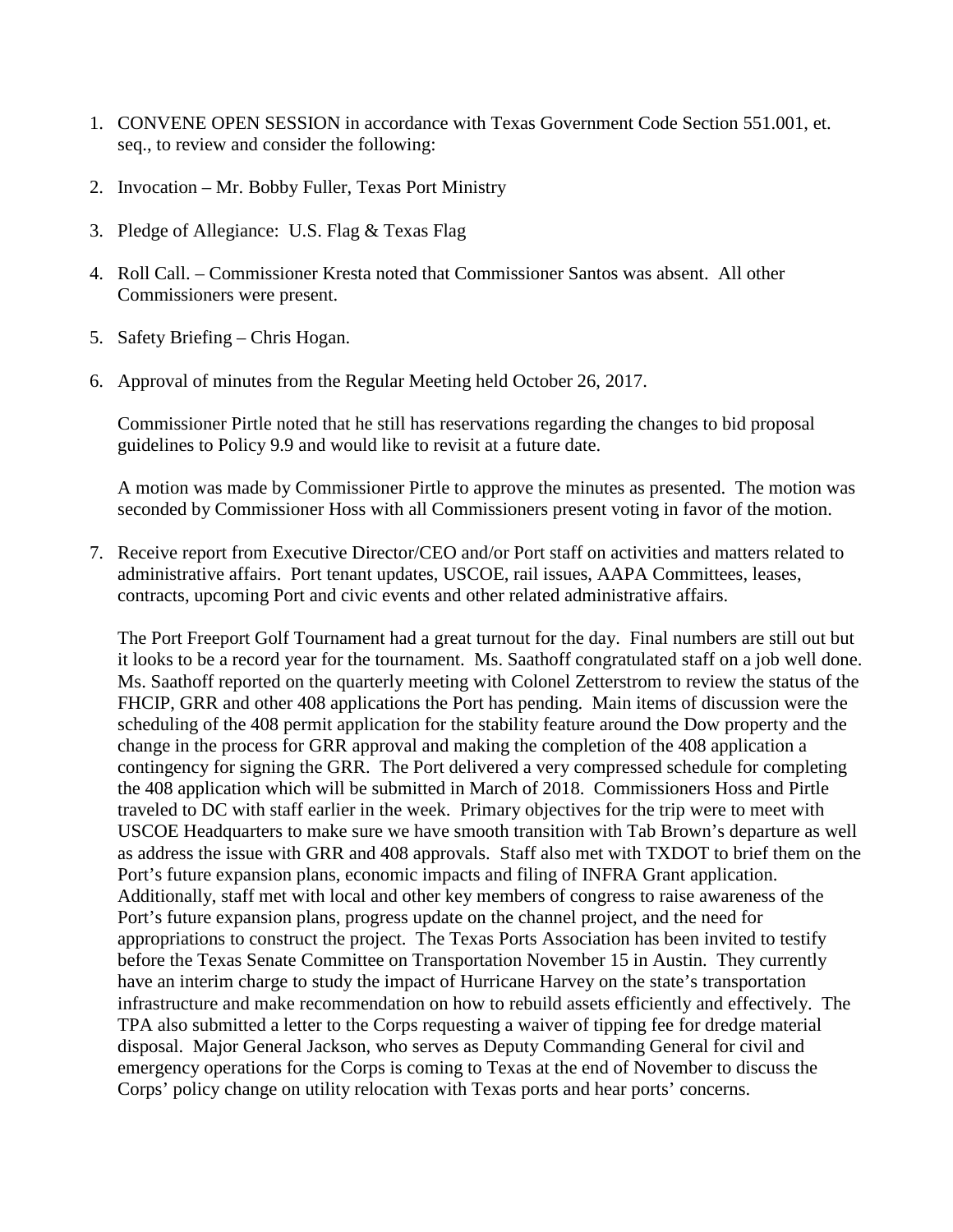1. CONVENE OPEN SESSION in accordance with Texas Government Code Section 551.001, et. seq., to review and consider the following:

2. Invocation – Mr. Bobby Fuller, Texas Port Ministry

3. Pledge of Allegiance: U.S. Flag & Texas Flag

4. Roll Call. – Commissioner Kresta noted that Commissioner Santos was absent. All other Commissioners were present.

5. Safety Briefing – Chris Hogan.

6. Approval of minutes from the Regular Meeting held October 26, 2017.

   Commissioner Pirtle noted that he still has reservations regarding the changes to bid proposal guidelines to Policy 9.9 and would like to revisit at a future date.

   A motion was made by Commissioner Pirtle to approve the minutes as presented. The motion was seconded by Commissioner Hoss with all Commissioners present voting in favor of the motion.

7. Receive report from Executive Director/CEO and/or Port staff on activities and matters related to administrative affairs. Port tenant updates, USCOE, rail issues, AAPA Committees, leases, contracts, upcoming Port and civic events and other related administrative affairs.

   The Port Freeport Golf Tournament had a great turnout for the day. Final numbers are still out but it looks to be a record year for the tournament. Ms. Saathoff congratulated staff on a job well done. Ms. Saathoff reported on the quarterly meeting with Colonel Zetterstrom to review the status of the FHCIP, GRR and other 408 applications the Port has pending. Main items of discussion were the scheduling of the 408 permit application for the stability feature around the Dow property and the change in the process for GRR approval and making the completion of the 408 application a contingency for signing the GRR. The Port delivered a very compressed schedule for completing the 408 application which will be submitted in March of 2018. Commissioners Hoss and Pirtle traveled to DC with staff earlier in the week. Primary objectives for the trip were to meet with USCOE Headquarters to make sure we have smooth transition with Tab Brown's departure as well as address the issue with GRR and 408 approvals. Staff also met with TXDOT to brief them on the Port's future expansion plans, economic impacts and filing of INFRA Grant application. Additionally, staff met with local and other key members of congress to raise awareness of the Port's future expansion plans, progress update on the channel project, and the need for appropriations to construct the project. The Texas Ports Association has been invited to testify before the Texas Senate Committee on Transportation November 15 in Austin. They currently have an interim charge to study the impact of Hurricane Harvey on the state's transportation infrastructure and make recommendation on how to rebuild assets efficiently and effectively. The TPA also submitted a letter to the Corps requesting a waiver of tipping fee for dredge material disposal. Major General Jackson, who serves as Deputy Commanding General for civil and emergency operations for the Corps is coming to Texas at the end of November to discuss the Corps' policy change on utility relocation with Texas ports and hear ports' concerns.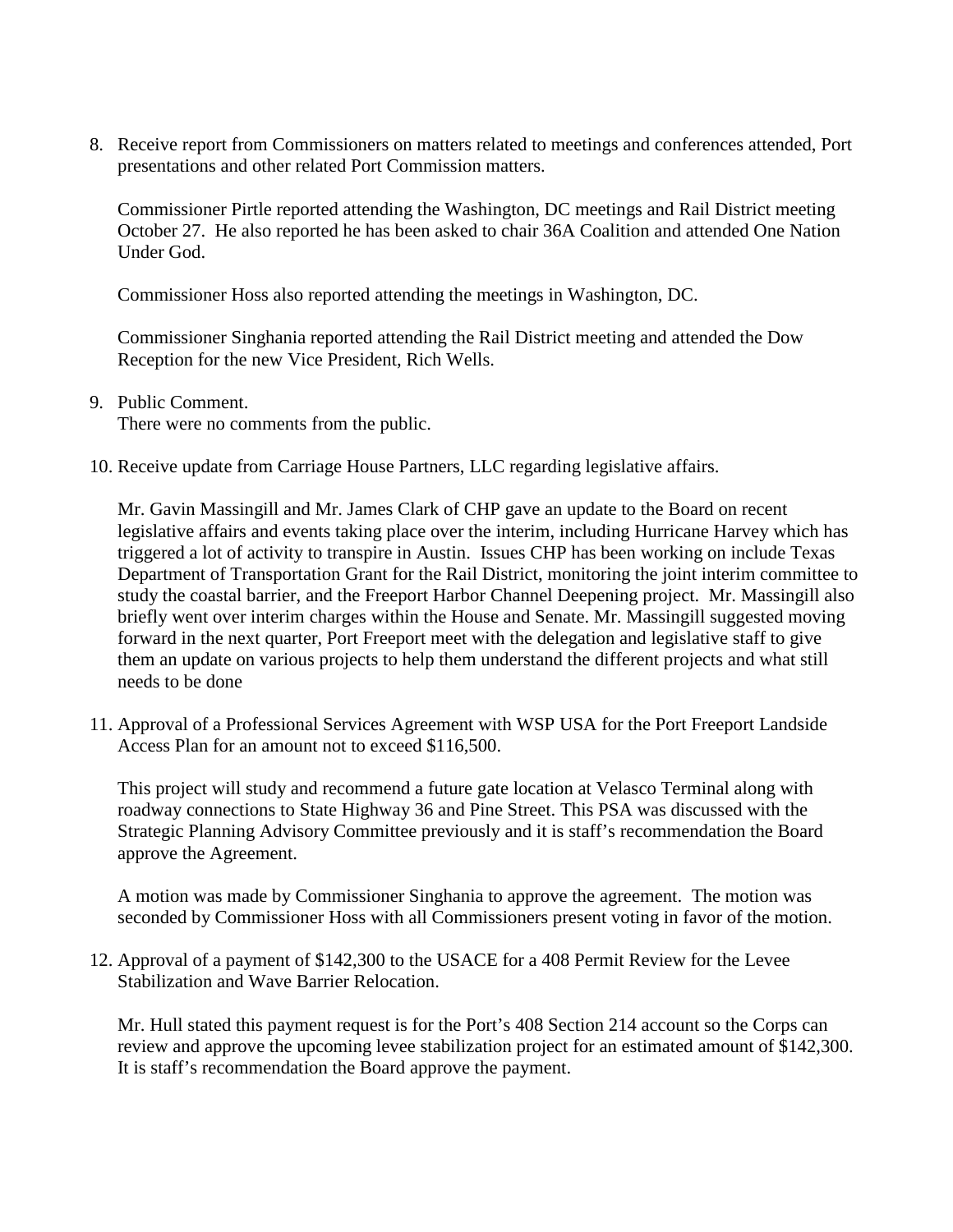8. Receive report from Commissioners on matters related to meetings and conferences attended, Port presentations and other related Port Commission matters.

   Commissioner Pirtle reported attending the Washington, DC meetings and Rail District meeting October 27. He also reported he has been asked to chair 36A Coalition and attended One Nation Under God.

   Commissioner Hoss also reported attending the meetings in Washington, DC.

   Commissioner Singhania reported attending the Rail District meeting and attended the Dow Reception for the new Vice President, Rich Wells.

9. Public Comment.
   There were no comments from the public.

10. Receive update from Carriage House Partners, LLC regarding legislative affairs.

    Mr. Gavin Massingill and Mr. James Clark of CHP gave an update to the Board on recent legislative affairs and events taking place over the interim, including Hurricane Harvey which has triggered a lot of activity to transpire in Austin. Issues CHP has been working on include Texas Department of Transportation Grant for the Rail District, monitoring the joint interim committee to study the coastal barrier, and the Freeport Harbor Channel Deepening project. Mr. Massingill also briefly went over interim charges within the House and Senate. Mr. Massingill suggested moving forward in the next quarter, Port Freeport meet with the delegation and legislative staff to give them an update on various projects to help them understand the different projects and what still needs to be done

11. Approval of a Professional Services Agreement with WSP USA for the Port Freeport Landside Access Plan for an amount not to exceed $116,500.

    This project will study and recommend a future gate location at Velasco Terminal along with roadway connections to State Highway 36 and Pine Street. This PSA was discussed with the Strategic Planning Advisory Committee previously and it is staff's recommendation the Board approve the Agreement.

    A motion was made by Commissioner Singhania to approve the agreement. The motion was seconded by Commissioner Hoss with all Commissioners present voting in favor of the motion.

12. Approval of a payment of $142,300 to the USACE for a 408 Permit Review for the Levee Stabilization and Wave Barrier Relocation.

    Mr. Hull stated this payment request is for the Port's 408 Section 214 account so the Corps can review and approve the upcoming levee stabilization project for an estimated amount of $142,300. It is staff's recommendation the Board approve the payment.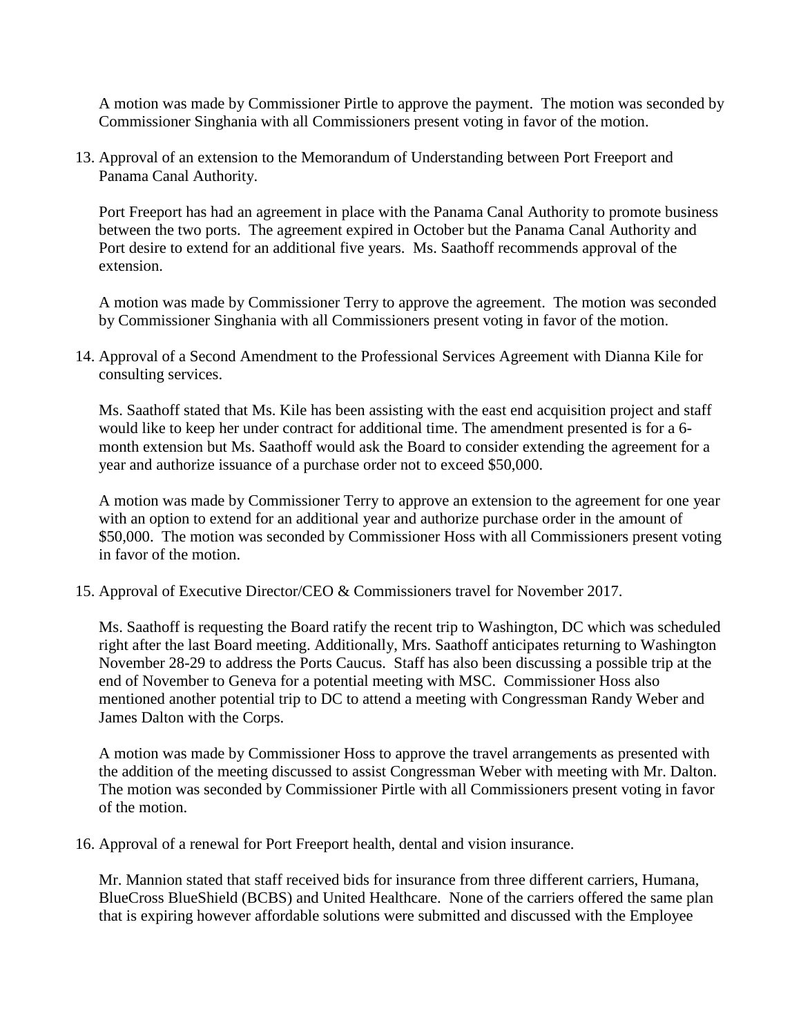A motion was made by Commissioner Pirtle to approve the payment. The motion was seconded by Commissioner Singhania with all Commissioners present voting in favor of the motion.

13. Approval of an extension to the Memorandum of Understanding between Port Freeport and Panama Canal Authority.

    Port Freeport has had an agreement in place with the Panama Canal Authority to promote business between the two ports. The agreement expired in October but the Panama Canal Authority and Port desire to extend for an additional five years. Ms. Saathoff recommends approval of the extension.

    A motion was made by Commissioner Terry to approve the agreement. The motion was seconded by Commissioner Singhania with all Commissioners present voting in favor of the motion.

14. Approval of a Second Amendment to the Professional Services Agreement with Dianna Kile for consulting services.

    Ms. Saathoff stated that Ms. Kile has been assisting with the east end acquisition project and staff would like to keep her under contract for additional time. The amendment presented is for a 6-month extension but Ms. Saathoff would ask the Board to consider extending the agreement for a year and authorize issuance of a purchase order not to exceed $50,000.

    A motion was made by Commissioner Terry to approve an extension to the agreement for one year with an option to extend for an additional year and authorize purchase order in the amount of $50,000. The motion was seconded by Commissioner Hoss with all Commissioners present voting in favor of the motion.

15. Approval of Executive Director/CEO & Commissioners travel for November 2017.

    Ms. Saathoff is requesting the Board ratify the recent trip to Washington, DC which was scheduled right after the last Board meeting. Additionally, Mrs. Saathoff anticipates returning to Washington November 28-29 to address the Ports Caucus. Staff has also been discussing a possible trip at the end of November to Geneva for a potential meeting with MSC. Commissioner Hoss also mentioned another potential trip to DC to attend a meeting with Congressman Randy Weber and James Dalton with the Corps.

    A motion was made by Commissioner Hoss to approve the travel arrangements as presented with the addition of the meeting discussed to assist Congressman Weber with meeting with Mr. Dalton. The motion was seconded by Commissioner Pirtle with all Commissioners present voting in favor of the motion.

16. Approval of a renewal for Port Freeport health, dental and vision insurance.

    Mr. Mannion stated that staff received bids for insurance from three different carriers, Humana, BlueCross BlueShield (BCBS) and United Healthcare. None of the carriers offered the same plan that is expiring however affordable solutions were submitted and discussed with the Employee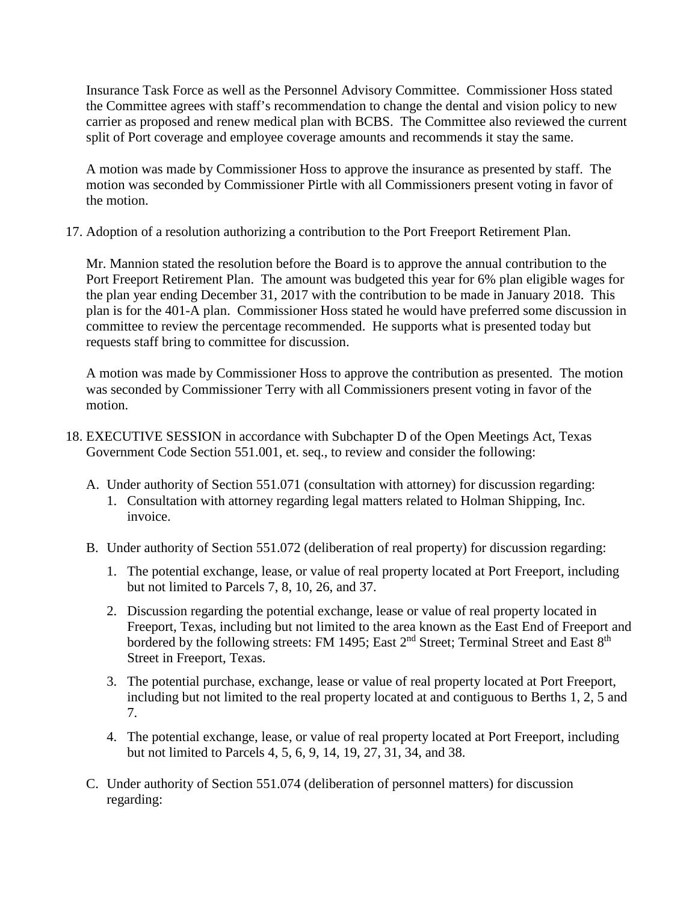Insurance Task Force as well as the Personnel Advisory Committee. Commissioner Hoss stated the Committee agrees with staff's recommendation to change the dental and vision policy to new carrier as proposed and renew medical plan with BCBS. The Committee also reviewed the current split of Port coverage and employee coverage amounts and recommends it stay the same.

A motion was made by Commissioner Hoss to approve the insurance as presented by staff. The motion was seconded by Commissioner Pirtle with all Commissioners present voting in favor of the motion.

17. Adoption of a resolution authorizing a contribution to the Port Freeport Retirement Plan.

    Mr. Mannion stated the resolution before the Board is to approve the annual contribution to the Port Freeport Retirement Plan. The amount was budgeted this year for 6% plan eligible wages for the plan year ending December 31, 2017 with the contribution to be made in January 2018. This plan is for the 401-A plan. Commissioner Hoss stated he would have preferred some discussion in committee to review the percentage recommended. He supports what is presented today but requests staff bring to committee for discussion.

    A motion was made by Commissioner Hoss to approve the contribution as presented. The motion was seconded by Commissioner Terry with all Commissioners present voting in favor of the motion.

18. EXECUTIVE SESSION in accordance with Subchapter D of the Open Meetings Act, Texas Government Code Section 551.001, et. seq., to review and consider the following:

    A. Under authority of Section 551.071 (consultation with attorney) for discussion regarding:
        1. Consultation with attorney regarding legal matters related to Holman Shipping, Inc. invoice.

    B. Under authority of Section 551.072 (deliberation of real property) for discussion regarding:

        1. The potential exchange, lease, or value of real property located at Port Freeport, including but not limited to Parcels 7, 8, 10, 26, and 37.

        2. Discussion regarding the potential exchange, lease or value of real property located in Freeport, Texas, including but not limited to the area known as the East End of Freeport and bordered by the following streets: FM 1495; East 2nd Street; Terminal Street and East 8th Street in Freeport, Texas.

        3. The potential purchase, exchange, lease or value of real property located at Port Freeport, including but not limited to the real property located at and contiguous to Berths 1, 2, 5 and 7.

        4. The potential exchange, lease, or value of real property located at Port Freeport, including but not limited to Parcels 4, 5, 6, 9, 14, 19, 27, 31, 34, and 38.

    C. Under authority of Section 551.074 (deliberation of personnel matters) for discussion regarding: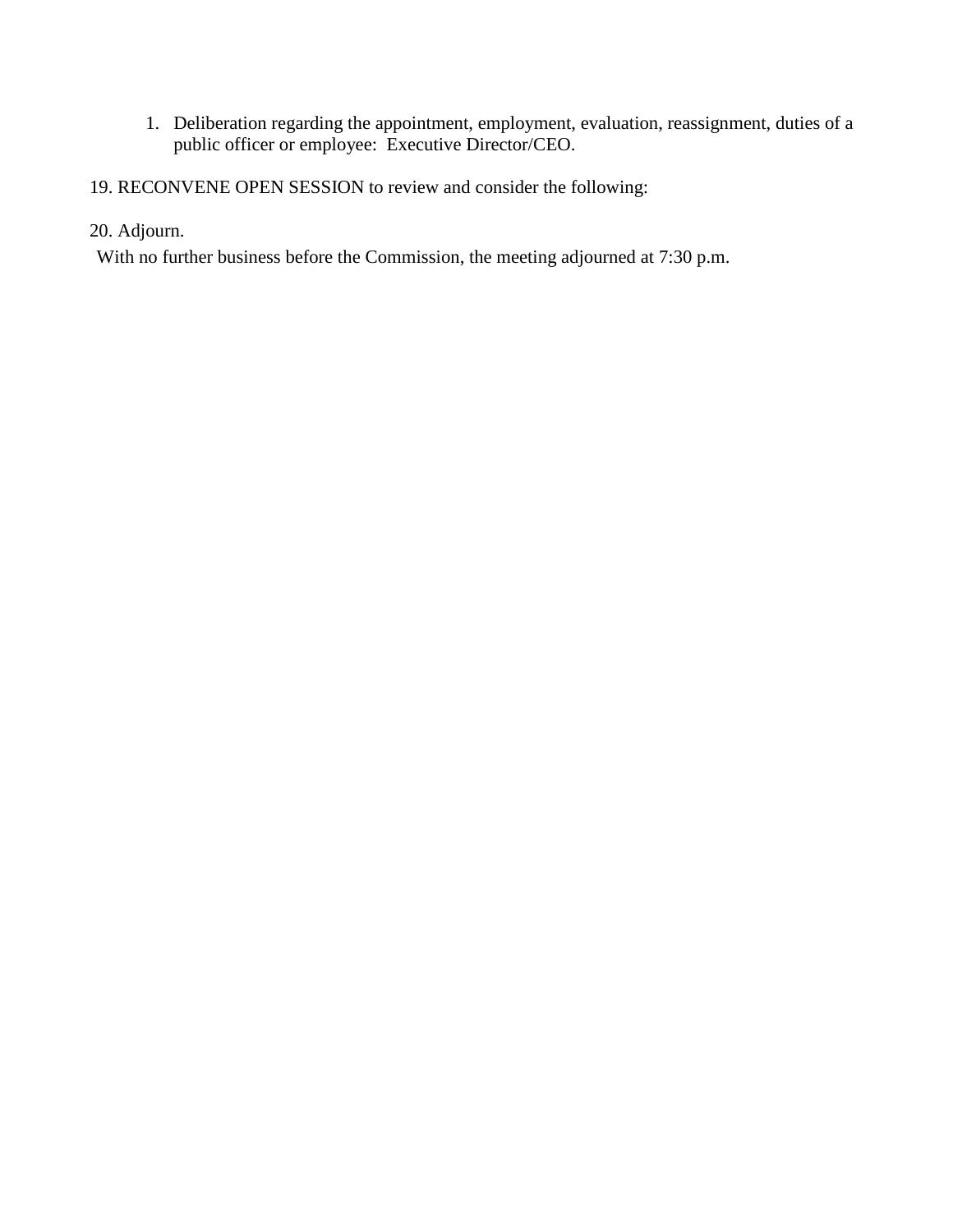1. Deliberation regarding the appointment, employment, evaluation, reassignment, duties of a public officer or employee: Executive Director/CEO.

19. RECONVENE OPEN SESSION to review and consider the following:

20. Adjourn.

With no further business before the Commission, the meeting adjourned at 7:30 p.m.